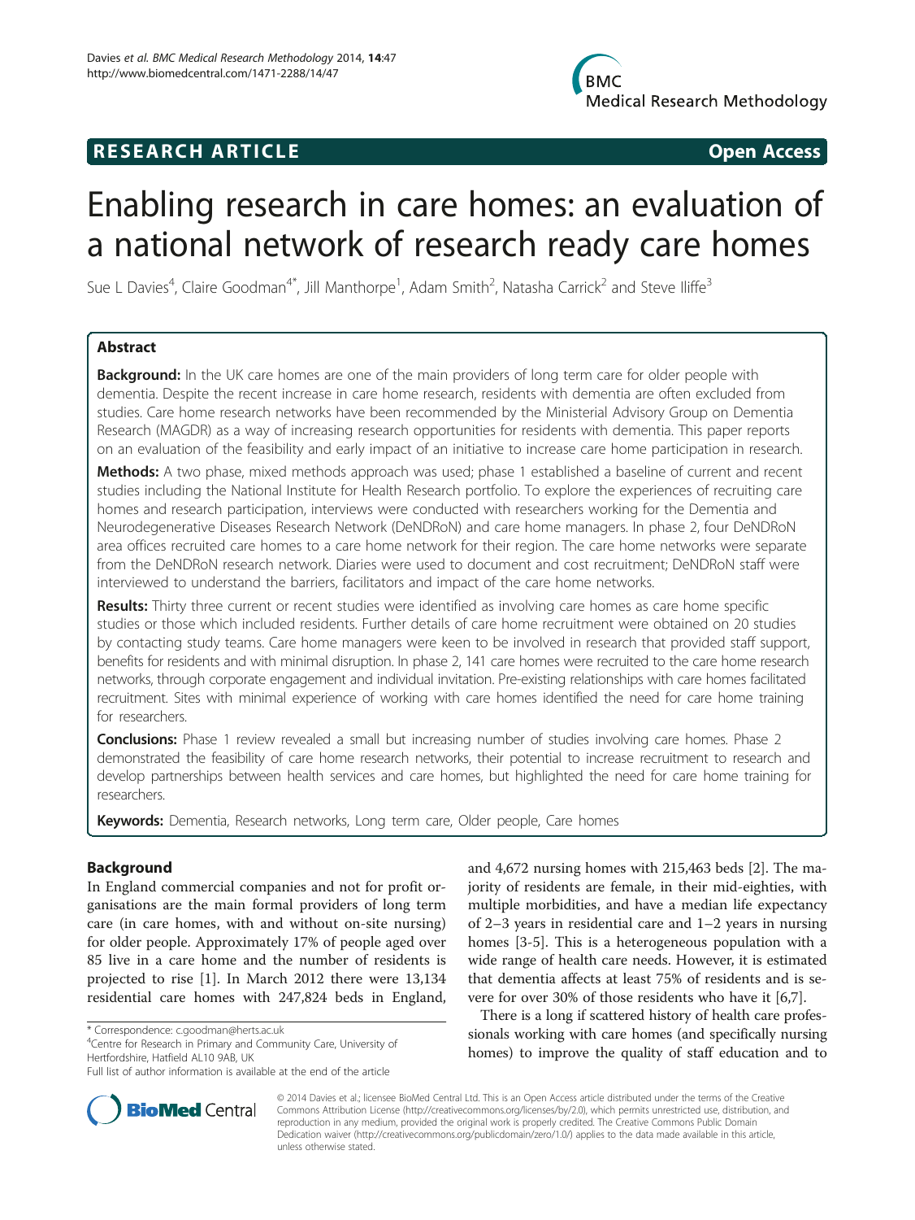**RESEARCH ARTICLE** **Open Access**

# Enabling research in care homes: an evaluation of a national network of research ready care homes

Sue L Davies[4], Claire Goodman[4*], Jill Manthorpe[1], Adam Smith[2], Natasha Carrick[2] and Steve Iliffe[3]

## Abstract

**Background:** In the UK care homes are one of the main providers of long term care for older people with dementia. Despite the recent increase in care home research, residents with dementia are often excluded from studies. Care home research networks have been recommended by the Ministerial Advisory Group on Dementia Research (MAGDR) as a way of increasing research opportunities for residents with dementia. This paper reports on an evaluation of the feasibility and early impact of an initiative to increase care home participation in research.

**Methods:** A two phase, mixed methods approach was used; phase 1 established a baseline of current and recent studies including the National Institute for Health Research portfolio. To explore the experiences of recruiting care homes and research participation, interviews were conducted with researchers working for the Dementia and Neurodegenerative Diseases Research Network (DeNDRoN) and care home managers. In phase 2, four DeNDRoN area offices recruited care homes to a care home network for their region. The care home networks were separate from the DeNDRoN research network. Diaries were used to document and cost recruitment; DeNDRoN staff were interviewed to understand the barriers, facilitators and impact of the care home networks.

**Results:** Thirty three current or recent studies were identified as involving care homes as care home specific studies or those which included residents. Further details of care home recruitment were obtained on 20 studies by contacting study teams. Care home managers were keen to be involved in research that provided staff support, benefits for residents and with minimal disruption. In phase 2, 141 care homes were recruited to the care home research networks, through corporate engagement and individual invitation. Pre-existing relationships with care homes facilitated recruitment. Sites with minimal experience of working with care homes identified the need for care home training for researchers.

**Conclusions:** Phase 1 review revealed a small but increasing number of studies involving care homes. Phase 2 demonstrated the feasibility of care home research networks, their potential to increase recruitment to research and develop partnerships between health services and care homes, but highlighted the need for care home training for researchers.

**Keywords:** Dementia, Research networks, Long term care, Older people, Care homes

## Background

In England commercial companies and not for profit organisations are the main formal providers of long term care (in care homes, with and without on-site nursing) for older people. Approximately 17% of people aged over 85 live in a care home and the number of residents is projected to rise [1]. In March 2012 there were 13,134 residential care homes with 247,824 beds in England, and 4,672 nursing homes with 215,463 beds [2]. The majority of residents are female, in their mid-eighties, with multiple morbidities, and have a median life expectancy of 2–3 years in residential care and 1–2 years in nursing homes [3-5]. This is a heterogeneous population with a wide range of health care needs. However, it is estimated that dementia affects at least 75% of residents and is severe for over 30% of those residents who have it [6,7].

There is a long if scattered history of health care professionals working with care homes (and specifically nursing homes) to improve the quality of staff education and to

\* Correspondence: c.goodman@herts.ac.uk
[4]Centre for Research in Primary and Community Care, University of Hertfordshire, Hatfield AL10 9AB, UK
Full list of author information is available at the end of the article

© 2014 Davies et al.; licensee BioMed Central Ltd. This is an Open Access article distributed under the terms of the Creative Commons Attribution License (http://creativecommons.org/licenses/by/2.0), which permits unrestricted use, distribution, and reproduction in any medium, provided the original work is properly credited. The Creative Commons Public Domain Dedication waiver (http://creativecommons.org/publicdomain/zero/1.0/) applies to the data made available in this article, unless otherwise stated.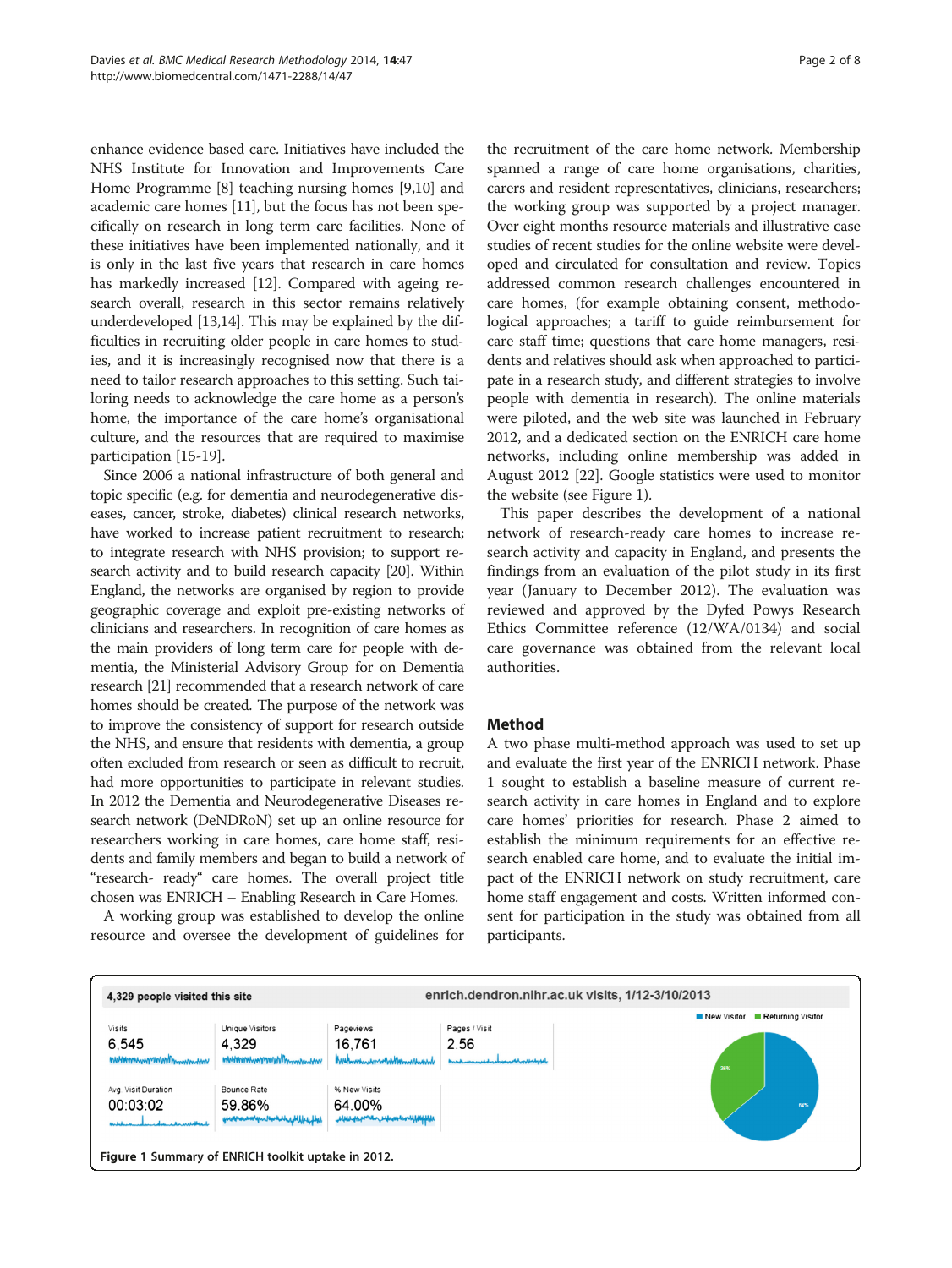enhance evidence based care. Initiatives have included the NHS Institute for Innovation and Improvements Care Home Programme [8] teaching nursing homes [9,10] and academic care homes [11], but the focus has not been specifically on research in long term care facilities. None of these initiatives have been implemented nationally, and it is only in the last five years that research in care homes has markedly increased [12]. Compared with ageing research overall, research in this sector remains relatively underdeveloped [13,14]. This may be explained by the difficulties in recruiting older people in care homes to studies, and it is increasingly recognised now that there is a need to tailor research approaches to this setting. Such tailoring needs to acknowledge the care home as a person's home, the importance of the care home's organisational culture, and the resources that are required to maximise participation [15-19].

Since 2006 a national infrastructure of both general and topic specific (e.g. for dementia and neurodegenerative diseases, cancer, stroke, diabetes) clinical research networks, have worked to increase patient recruitment to research; to integrate research with NHS provision; to support research activity and to build research capacity [20]. Within England, the networks are organised by region to provide geographic coverage and exploit pre-existing networks of clinicians and researchers. In recognition of care homes as the main providers of long term care for people with dementia, the Ministerial Advisory Group for on Dementia research [21] recommended that a research network of care homes should be created. The purpose of the network was to improve the consistency of support for research outside the NHS, and ensure that residents with dementia, a group often excluded from research or seen as difficult to recruit, had more opportunities to participate in relevant studies. In 2012 the Dementia and Neurodegenerative Diseases research network (DeNDRoN) set up an online resource for researchers working in care homes, care home staff, residents and family members and began to build a network of "research- ready" care homes. The overall project title chosen was ENRICH – Enabling Research in Care Homes.

A working group was established to develop the online resource and oversee the development of guidelines for the recruitment of the care home network. Membership spanned a range of care home organisations, charities, carers and resident representatives, clinicians, researchers; the working group was supported by a project manager. Over eight months resource materials and illustrative case studies of recent studies for the online website were developed and circulated for consultation and review. Topics addressed common research challenges encountered in care homes, (for example obtaining consent, methodological approaches; a tariff to guide reimbursement for care staff time; questions that care home managers, residents and relatives should ask when approached to participate in a research study, and different strategies to involve people with dementia in research). The online materials were piloted, and the web site was launched in February 2012, and a dedicated section on the ENRICH care home networks, including online membership was added in August 2012 [22]. Google statistics were used to monitor the website (see Figure 1).

This paper describes the development of a national network of research-ready care homes to increase research activity and capacity in England, and presents the findings from an evaluation of the pilot study in its first year (January to December 2012). The evaluation was reviewed and approved by the Dyfed Powys Research Ethics Committee reference (12/WA/0134) and social care governance was obtained from the relevant local authorities.

## Method

A two phase multi-method approach was used to set up and evaluate the first year of the ENRICH network. Phase 1 sought to establish a baseline measure of current research activity in care homes in England and to explore care homes' priorities for research. Phase 2 aimed to establish the minimum requirements for an effective research enabled care home, and to evaluate the initial impact of the ENRICH network on study recruitment, care home staff engagement and costs. Written informed consent for participation in the study was obtained from all participants.

4,329 people visited this site — enrich.dendron.nihr.ac.uk visits, 1/12-3/10/2013

| Visits | Unique Visitors | Pageviews | Pages / Visit |
|---|---|---|---|
| 6,545 | 4,329 | 16,761 | 2.56 |

| Avg. Visit Duration | Bounce Rate | % New Visits |
|---|---|---|
| 00:03:02 | 59.86% | 64.00% |

New Visitor 64%; Returning Visitor 36%

**Figure 1** Summary of ENRICH toolkit uptake in 2012.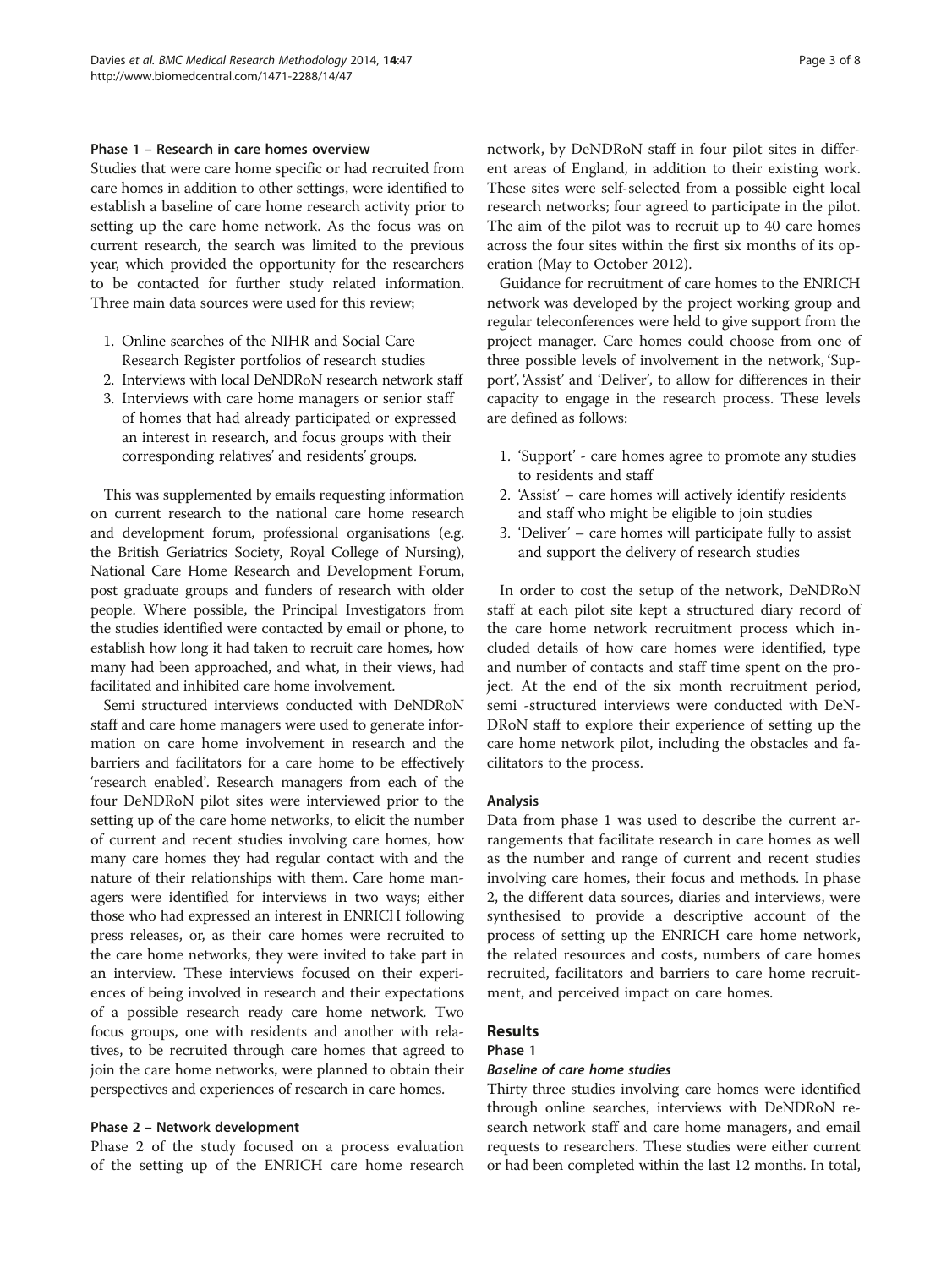### Phase 1 – Research in care homes overview

Studies that were care home specific or had recruited from care homes in addition to other settings, were identified to establish a baseline of care home research activity prior to setting up the care home network. As the focus was on current research, the search was limited to the previous year, which provided the opportunity for the researchers to be contacted for further study related information. Three main data sources were used for this review;

1. Online searches of the NIHR and Social Care Research Register portfolios of research studies
2. Interviews with local DeNDRoN research network staff
3. Interviews with care home managers or senior staff of homes that had already participated or expressed an interest in research, and focus groups with their corresponding relatives' and residents' groups.

This was supplemented by emails requesting information on current research to the national care home research and development forum, professional organisations (e.g. the British Geriatrics Society, Royal College of Nursing), National Care Home Research and Development Forum, post graduate groups and funders of research with older people. Where possible, the Principal Investigators from the studies identified were contacted by email or phone, to establish how long it had taken to recruit care homes, how many had been approached, and what, in their views, had facilitated and inhibited care home involvement.

Semi structured interviews conducted with DeNDRoN staff and care home managers were used to generate information on care home involvement in research and the barriers and facilitators for a care home to be effectively 'research enabled'. Research managers from each of the four DeNDRoN pilot sites were interviewed prior to the setting up of the care home networks, to elicit the number of current and recent studies involving care homes, how many care homes they had regular contact with and the nature of their relationships with them. Care home managers were identified for interviews in two ways; either those who had expressed an interest in ENRICH following press releases, or, as their care homes were recruited to the care home networks, they were invited to take part in an interview. These interviews focused on their experiences of being involved in research and their expectations of a possible research ready care home network. Two focus groups, one with residents and another with relatives, to be recruited through care homes that agreed to join the care home networks, were planned to obtain their perspectives and experiences of research in care homes.

### Phase 2 – Network development

Phase 2 of the study focused on a process evaluation of the setting up of the ENRICH care home research network, by DeNDRoN staff in four pilot sites in different areas of England, in addition to their existing work. These sites were self-selected from a possible eight local research networks; four agreed to participate in the pilot. The aim of the pilot was to recruit up to 40 care homes across the four sites within the first six months of its operation (May to October 2012).

Guidance for recruitment of care homes to the ENRICH network was developed by the project working group and regular teleconferences were held to give support from the project manager. Care homes could choose from one of three possible levels of involvement in the network, 'Support', 'Assist' and 'Deliver', to allow for differences in their capacity to engage in the research process. These levels are defined as follows:

1. 'Support' - care homes agree to promote any studies to residents and staff
2. 'Assist' – care homes will actively identify residents and staff who might be eligible to join studies
3. 'Deliver' – care homes will participate fully to assist and support the delivery of research studies

In order to cost the setup of the network, DeNDRoN staff at each pilot site kept a structured diary record of the care home network recruitment process which included details of how care homes were identified, type and number of contacts and staff time spent on the project. At the end of the six month recruitment period, semi -structured interviews were conducted with DeNDRoN staff to explore their experience of setting up the care home network pilot, including the obstacles and facilitators to the process.

### Analysis

Data from phase 1 was used to describe the current arrangements that facilitate research in care homes as well as the number and range of current and recent studies involving care homes, their focus and methods. In phase 2, the different data sources, diaries and interviews, were synthesised to provide a descriptive account of the process of setting up the ENRICH care home network, the related resources and costs, numbers of care homes recruited, facilitators and barriers to care home recruitment, and perceived impact on care homes.

## Results

### Phase 1

#### *Baseline of care home studies*

Thirty three studies involving care homes were identified through online searches, interviews with DeNDRoN research network staff and care home managers, and email requests to researchers. These studies were either current or had been completed within the last 12 months. In total,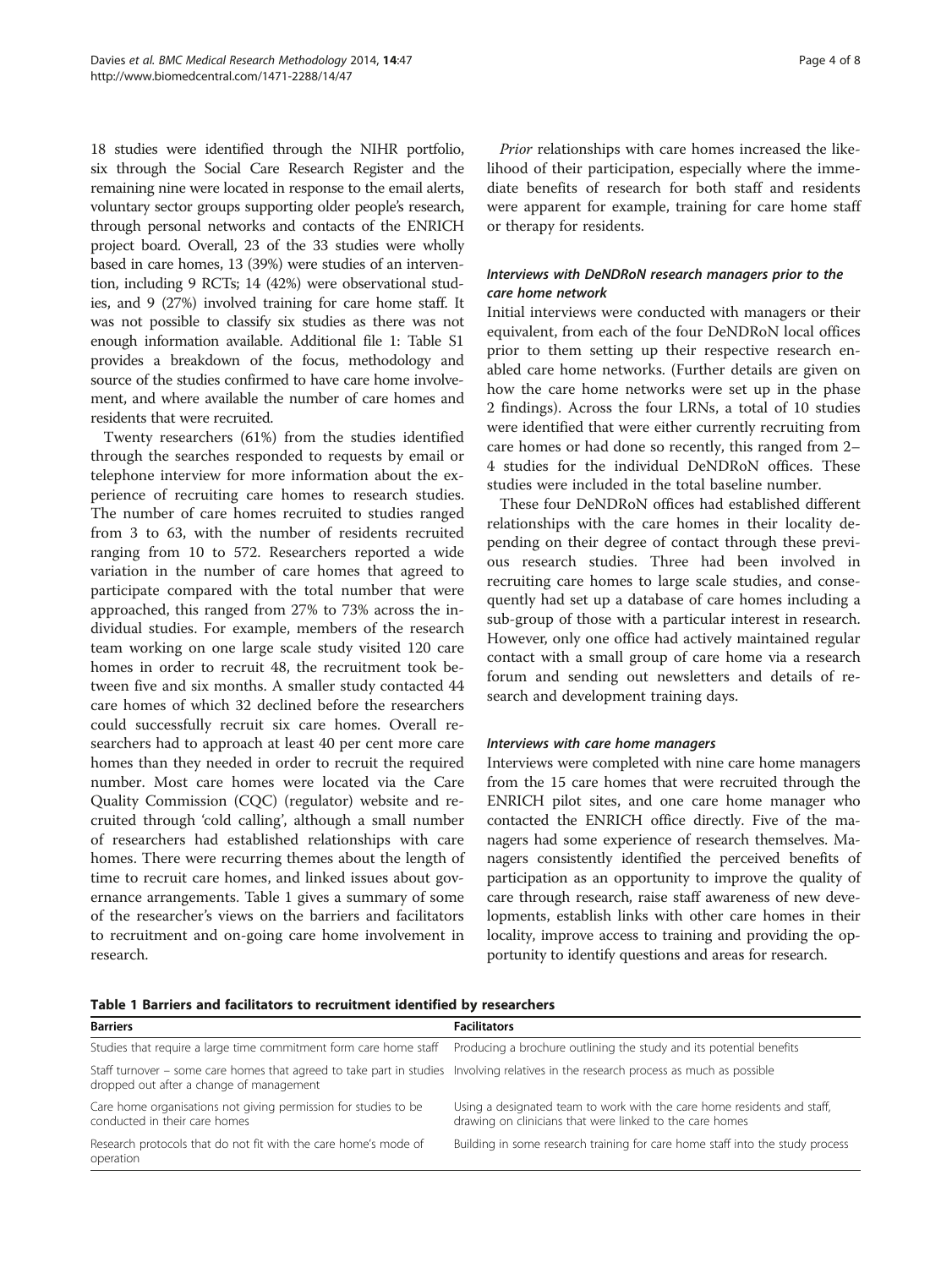18 studies were identified through the NIHR portfolio, six through the Social Care Research Register and the remaining nine were located in response to the email alerts, voluntary sector groups supporting older people's research, through personal networks and contacts of the ENRICH project board. Overall, 23 of the 33 studies were wholly based in care homes, 13 (39%) were studies of an intervention, including 9 RCTs; 14 (42%) were observational studies, and 9 (27%) involved training for care home staff. It was not possible to classify six studies as there was not enough information available. Additional file 1: Table S1 provides a breakdown of the focus, methodology and source of the studies confirmed to have care home involvement, and where available the number of care homes and residents that were recruited.

Twenty researchers (61%) from the studies identified through the searches responded to requests by email or telephone interview for more information about the experience of recruiting care homes to research studies. The number of care homes recruited to studies ranged from 3 to 63, with the number of residents recruited ranging from 10 to 572. Researchers reported a wide variation in the number of care homes that agreed to participate compared with the total number that were approached, this ranged from 27% to 73% across the individual studies. For example, members of the research team working on one large scale study visited 120 care homes in order to recruit 48, the recruitment took between five and six months. A smaller study contacted 44 care homes of which 32 declined before the researchers could successfully recruit six care homes. Overall researchers had to approach at least 40 per cent more care homes than they needed in order to recruit the required number. Most care homes were located via the Care Quality Commission (CQC) (regulator) website and recruited through 'cold calling', although a small number of researchers had established relationships with care homes. There were recurring themes about the length of time to recruit care homes, and linked issues about governance arrangements. Table 1 gives a summary of some of the researcher's views on the barriers and facilitators to recruitment and on-going care home involvement in research.

*Prior* relationships with care homes increased the likelihood of their participation, especially where the immediate benefits of research for both staff and residents were apparent for example, training for care home staff or therapy for residents.

#### Interviews with DeNDRoN research managers prior to the care home network

Initial interviews were conducted with managers or their equivalent, from each of the four DeNDRoN local offices prior to them setting up their respective research enabled care home networks. (Further details are given on how the care home networks were set up in the phase 2 findings). Across the four LRNs, a total of 10 studies were identified that were either currently recruiting from care homes or had done so recently, this ranged from 2–4 studies for the individual DeNDRoN offices. These studies were included in the total baseline number.

These four DeNDRoN offices had established different relationships with the care homes in their locality depending on their degree of contact through these previous research studies. Three had been involved in recruiting care homes to large scale studies, and consequently had set up a database of care homes including a sub-group of those with a particular interest in research. However, only one office had actively maintained regular contact with a small group of care home via a research forum and sending out newsletters and details of research and development training days.

#### Interviews with care home managers

Interviews were completed with nine care home managers from the 15 care homes that were recruited through the ENRICH pilot sites, and one care home manager who contacted the ENRICH office directly. Five of the managers had some experience of research themselves. Managers consistently identified the perceived benefits of participation as an opportunity to improve the quality of care through research, raise staff awareness of new developments, establish links with other care homes in their locality, improve access to training and providing the opportunity to identify questions and areas for research.

**Table 1 Barriers and facilitators to recruitment identified by researchers**

| Barriers | Facilitators |
|---|---|
| Studies that require a large time commitment form care home staff | Producing a brochure outlining the study and its potential benefits |
| Staff turnover – some care homes that agreed to take part in studies dropped out after a change of management | Involving relatives in the research process as much as possible |
| Care home organisations not giving permission for studies to be conducted in their care homes | Using a designated team to work with the care home residents and staff, drawing on clinicians that were linked to the care homes |
| Research protocols that do not fit with the care home's mode of operation | Building in some research training for care home staff into the study process |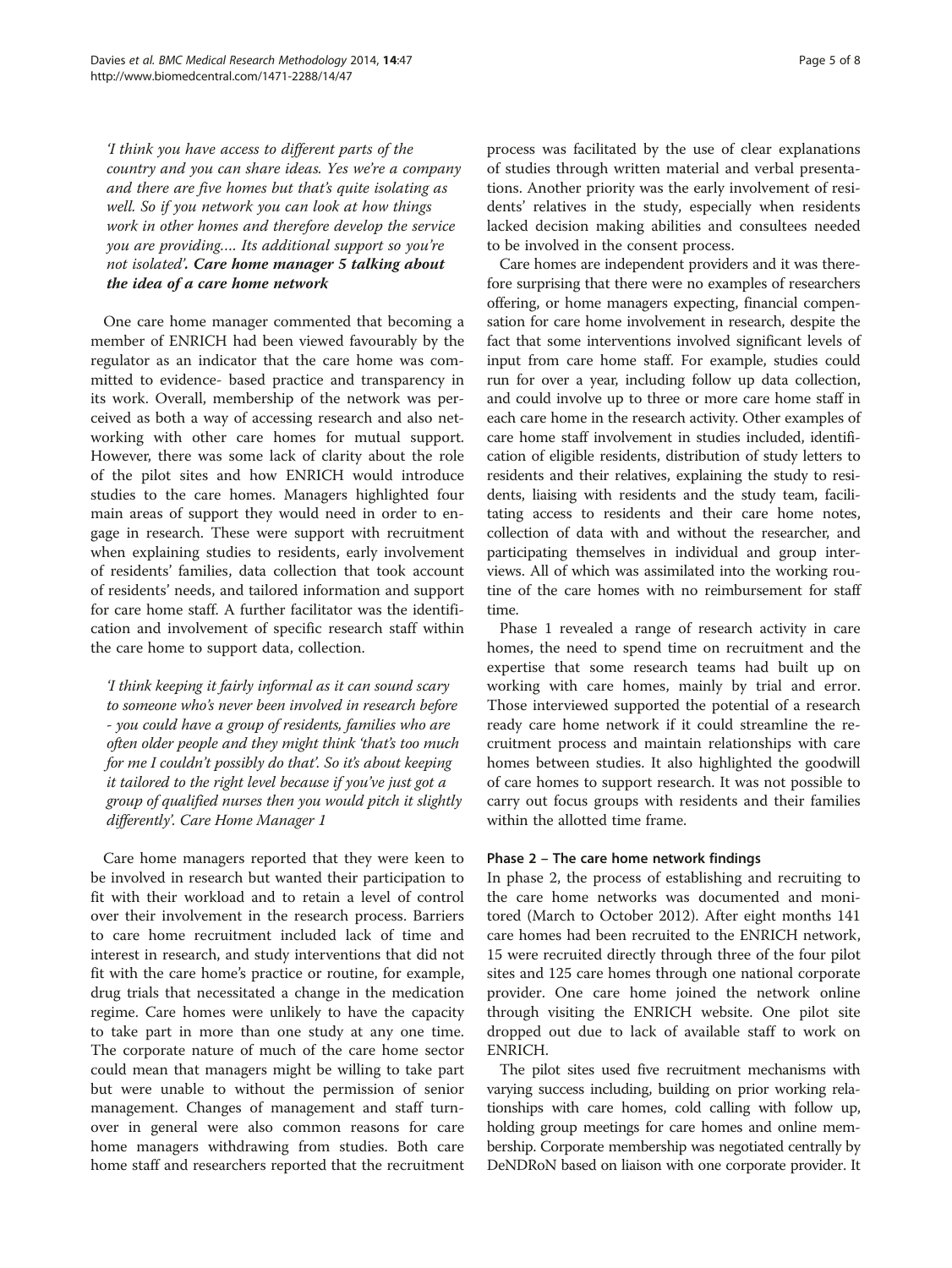*'I think you have access to different parts of the country and you can share ideas. Yes we're a company and there are five homes but that's quite isolating as well. So if you network you can look at how things work in other homes and therefore develop the service you are providing.... Its additional support so you're not isolated'.* ***Care home manager 5 talking about the idea of a care home network***

One care home manager commented that becoming a member of ENRICH had been viewed favourably by the regulator as an indicator that the care home was committed to evidence- based practice and transparency in its work. Overall, membership of the network was perceived as both a way of accessing research and also networking with other care homes for mutual support. However, there was some lack of clarity about the role of the pilot sites and how ENRICH would introduce studies to the care homes. Managers highlighted four main areas of support they would need in order to engage in research. These were support with recruitment when explaining studies to residents, early involvement of residents' families, data collection that took account of residents' needs, and tailored information and support for care home staff. A further facilitator was the identification and involvement of specific research staff within the care home to support data, collection.

*'I think keeping it fairly informal as it can sound scary to someone who's never been involved in research before - you could have a group of residents, families who are often older people and they might think 'that's too much for me I couldn't possibly do that'. So it's about keeping it tailored to the right level because if you've just got a group of qualified nurses then you would pitch it slightly differently'. Care Home Manager 1*

Care home managers reported that they were keen to be involved in research but wanted their participation to fit with their workload and to retain a level of control over their involvement in the research process. Barriers to care home recruitment included lack of time and interest in research, and study interventions that did not fit with the care home's practice or routine, for example, drug trials that necessitated a change in the medication regime. Care homes were unlikely to have the capacity to take part in more than one study at any one time. The corporate nature of much of the care home sector could mean that managers might be willing to take part but were unable to without the permission of senior management. Changes of management and staff turnover in general were also common reasons for care home managers withdrawing from studies. Both care home staff and researchers reported that the recruitment process was facilitated by the use of clear explanations of studies through written material and verbal presentations. Another priority was the early involvement of residents' relatives in the study, especially when residents lacked decision making abilities and consultees needed to be involved in the consent process.

Care homes are independent providers and it was therefore surprising that there were no examples of researchers offering, or home managers expecting, financial compensation for care home involvement in research, despite the fact that some interventions involved significant levels of input from care home staff. For example, studies could run for over a year, including follow up data collection, and could involve up to three or more care home staff in each care home in the research activity. Other examples of care home staff involvement in studies included, identification of eligible residents, distribution of study letters to residents and their relatives, explaining the study to residents, liaising with residents and the study team, facilitating access to residents and their care home notes, collection of data with and without the researcher, and participating themselves in individual and group interviews. All of which was assimilated into the working routine of the care homes with no reimbursement for staff time.

Phase 1 revealed a range of research activity in care homes, the need to spend time on recruitment and the expertise that some research teams had built up on working with care homes, mainly by trial and error. Those interviewed supported the potential of a research ready care home network if it could streamline the recruitment process and maintain relationships with care homes between studies. It also highlighted the goodwill of care homes to support research. It was not possible to carry out focus groups with residents and their families within the allotted time frame.

#### Phase 2 – The care home network findings

In phase 2, the process of establishing and recruiting to the care home networks was documented and monitored (March to October 2012). After eight months 141 care homes had been recruited to the ENRICH network, 15 were recruited directly through three of the four pilot sites and 125 care homes through one national corporate provider. One care home joined the network online through visiting the ENRICH website. One pilot site dropped out due to lack of available staff to work on ENRICH.

The pilot sites used five recruitment mechanisms with varying success including, building on prior working relationships with care homes, cold calling with follow up, holding group meetings for care homes and online membership. Corporate membership was negotiated centrally by DeNDRoN based on liaison with one corporate provider. It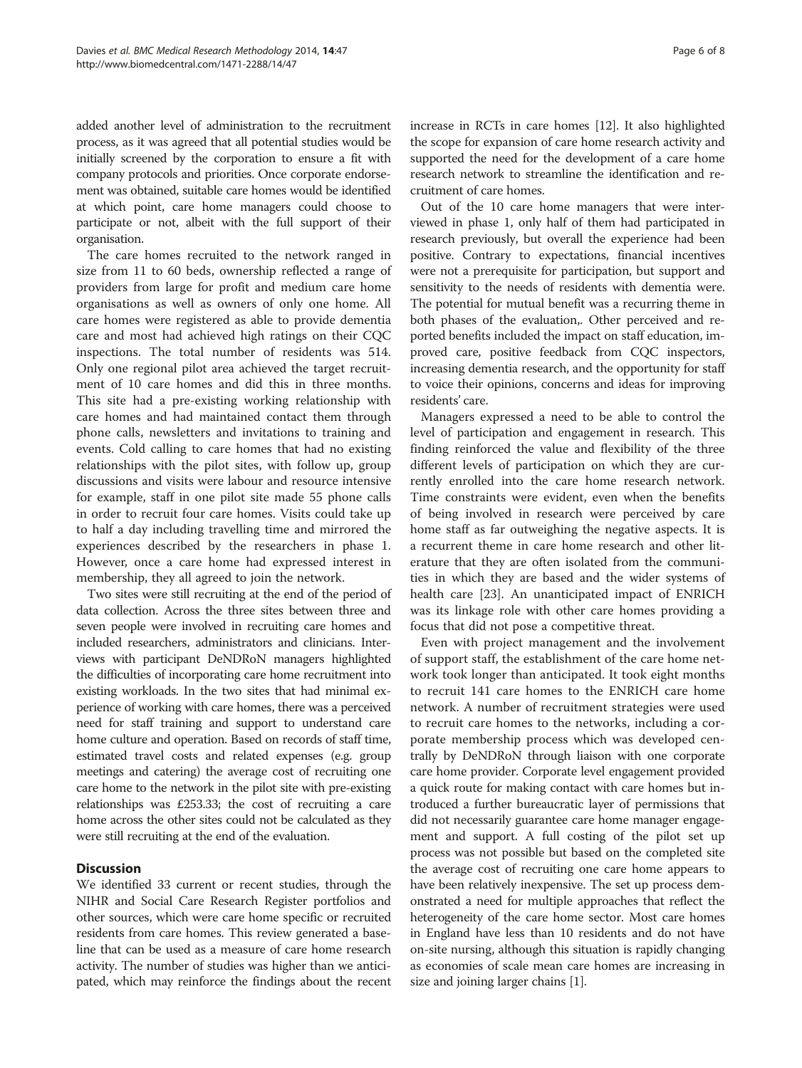added another level of administration to the recruitment process, as it was agreed that all potential studies would be initially screened by the corporation to ensure a fit with company protocols and priorities. Once corporate endorsement was obtained, suitable care homes would be identified at which point, care home managers could choose to participate or not, albeit with the full support of their organisation.

The care homes recruited to the network ranged in size from 11 to 60 beds, ownership reflected a range of providers from large for profit and medium care home organisations as well as owners of only one home. All care homes were registered as able to provide dementia care and most had achieved high ratings on their CQC inspections. The total number of residents was 514. Only one regional pilot area achieved the target recruitment of 10 care homes and did this in three months. This site had a pre-existing working relationship with care homes and had maintained contact them through phone calls, newsletters and invitations to training and events. Cold calling to care homes that had no existing relationships with the pilot sites, with follow up, group discussions and visits were labour and resource intensive for example, staff in one pilot site made 55 phone calls in order to recruit four care homes. Visits could take up to half a day including travelling time and mirrored the experiences described by the researchers in phase 1. However, once a care home had expressed interest in membership, they all agreed to join the network.

Two sites were still recruiting at the end of the period of data collection. Across the three sites between three and seven people were involved in recruiting care homes and included researchers, administrators and clinicians. Interviews with participant DeNDRoN managers highlighted the difficulties of incorporating care home recruitment into existing workloads. In the two sites that had minimal experience of working with care homes, there was a perceived need for staff training and support to understand care home culture and operation. Based on records of staff time, estimated travel costs and related expenses (e.g. group meetings and catering) the average cost of recruiting one care home to the network in the pilot site with pre-existing relationships was £253.33; the cost of recruiting a care home across the other sites could not be calculated as they were still recruiting at the end of the evaluation.

## Discussion

We identified 33 current or recent studies, through the NIHR and Social Care Research Register portfolios and other sources, which were care home specific or recruited residents from care homes. This review generated a baseline that can be used as a measure of care home research activity. The number of studies was higher than we anticipated, which may reinforce the findings about the recent increase in RCTs in care homes [12]. It also highlighted the scope for expansion of care home research activity and supported the need for the development of a care home research network to streamline the identification and recruitment of care homes.

Out of the 10 care home managers that were interviewed in phase 1, only half of them had participated in research previously, but overall the experience had been positive. Contrary to expectations, financial incentives were not a prerequisite for participation, but support and sensitivity to the needs of residents with dementia were. The potential for mutual benefit was a recurring theme in both phases of the evaluation,. Other perceived and reported benefits included the impact on staff education, improved care, positive feedback from CQC inspectors, increasing dementia research, and the opportunity for staff to voice their opinions, concerns and ideas for improving residents' care.

Managers expressed a need to be able to control the level of participation and engagement in research. This finding reinforced the value and flexibility of the three different levels of participation on which they are currently enrolled into the care home research network. Time constraints were evident, even when the benefits of being involved in research were perceived by care home staff as far outweighing the negative aspects. It is a recurrent theme in care home research and other literature that they are often isolated from the communities in which they are based and the wider systems of health care [23]. An unanticipated impact of ENRICH was its linkage role with other care homes providing a focus that did not pose a competitive threat.

Even with project management and the involvement of support staff, the establishment of the care home network took longer than anticipated. It took eight months to recruit 141 care homes to the ENRICH care home network. A number of recruitment strategies were used to recruit care homes to the networks, including a corporate membership process which was developed centrally by DeNDRoN through liaison with one corporate care home provider. Corporate level engagement provided a quick route for making contact with care homes but introduced a further bureaucratic layer of permissions that did not necessarily guarantee care home manager engagement and support. A full costing of the pilot set up process was not possible but based on the completed site the average cost of recruiting one care home appears to have been relatively inexpensive. The set up process demonstrated a need for multiple approaches that reflect the heterogeneity of the care home sector. Most care homes in England have less than 10 residents and do not have on-site nursing, although this situation is rapidly changing as economies of scale mean care homes are increasing in size and joining larger chains [1].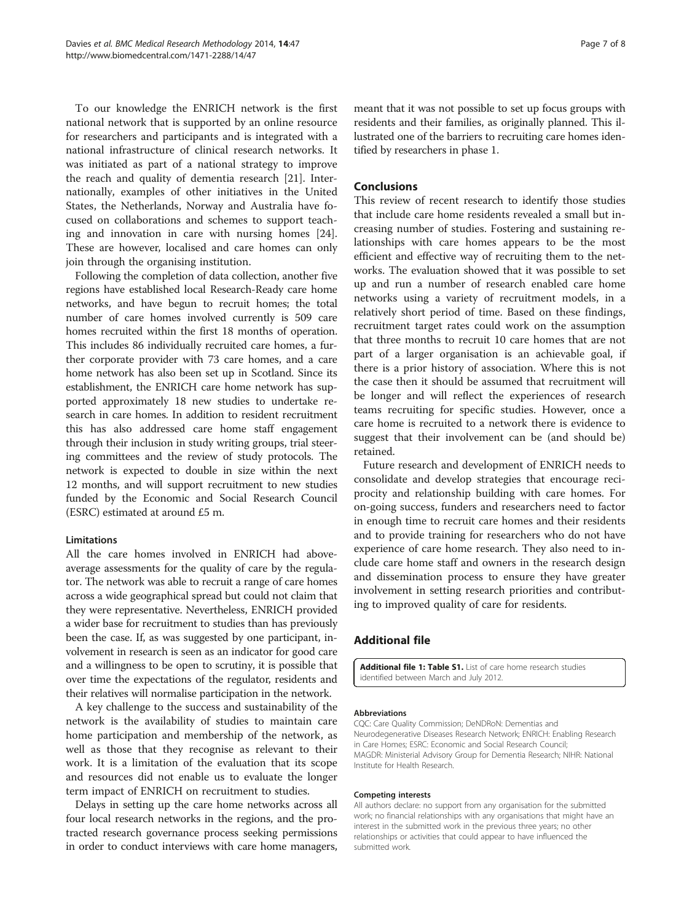To our knowledge the ENRICH network is the first national network that is supported by an online resource for researchers and participants and is integrated with a national infrastructure of clinical research networks. It was initiated as part of a national strategy to improve the reach and quality of dementia research [21]. Internationally, examples of other initiatives in the United States, the Netherlands, Norway and Australia have focused on collaborations and schemes to support teaching and innovation in care with nursing homes [24]. These are however, localised and care homes can only join through the organising institution.

Following the completion of data collection, another five regions have established local Research-Ready care home networks, and have begun to recruit homes; the total number of care homes involved currently is 509 care homes recruited within the first 18 months of operation. This includes 86 individually recruited care homes, a further corporate provider with 73 care homes, and a care home network has also been set up in Scotland. Since its establishment, the ENRICH care home network has supported approximately 18 new studies to undertake research in care homes. In addition to resident recruitment this has also addressed care home staff engagement through their inclusion in study writing groups, trial steering committees and the review of study protocols. The network is expected to double in size within the next 12 months, and will support recruitment to new studies funded by the Economic and Social Research Council (ESRC) estimated at around £5 m.

### Limitations

All the care homes involved in ENRICH had above-average assessments for the quality of care by the regulator. The network was able to recruit a range of care homes across a wide geographical spread but could not claim that they were representative. Nevertheless, ENRICH provided a wider base for recruitment to studies than has previously been the case. If, as was suggested by one participant, involvement in research is seen as an indicator for good care and a willingness to be open to scrutiny, it is possible that over time the expectations of the regulator, residents and their relatives will normalise participation in the network.

A key challenge to the success and sustainability of the network is the availability of studies to maintain care home participation and membership of the network, as well as those that they recognise as relevant to their work. It is a limitation of the evaluation that its scope and resources did not enable us to evaluate the longer term impact of ENRICH on recruitment to studies.

Delays in setting up the care home networks across all four local research networks in the regions, and the protracted research governance process seeking permissions in order to conduct interviews with care home managers, meant that it was not possible to set up focus groups with residents and their families, as originally planned. This illustrated one of the barriers to recruiting care homes identified by researchers in phase 1.

## Conclusions

This review of recent research to identify those studies that include care home residents revealed a small but increasing number of studies. Fostering and sustaining relationships with care homes appears to be the most efficient and effective way of recruiting them to the networks. The evaluation showed that it was possible to set up and run a number of research enabled care home networks using a variety of recruitment models, in a relatively short period of time. Based on these findings, recruitment target rates could work on the assumption that three months to recruit 10 care homes that are not part of a larger organisation is an achievable goal, if there is a prior history of association. Where this is not the case then it should be assumed that recruitment will be longer and will reflect the experiences of research teams recruiting for specific studies. However, once a care home is recruited to a network there is evidence to suggest that their involvement can be (and should be) retained.

Future research and development of ENRICH needs to consolidate and develop strategies that encourage reciprocity and relationship building with care homes. For on-going success, funders and researchers need to factor in enough time to recruit care homes and their residents and to provide training for researchers who do not have experience of care home research. They also need to include care home staff and owners in the research design and dissemination process to ensure they have greater involvement in setting research priorities and contributing to improved quality of care for residents.

## Additional file

**Additional file 1: Table S1.** List of care home research studies identified between March and July 2012.

#### Abbreviations

CQC: Care Quality Commission; DeNDRoN: Dementias and Neurodegenerative Diseases Research Network; ENRICH: Enabling Research in Care Homes; ESRC: Economic and Social Research Council; MAGDR: Ministerial Advisory Group for Dementia Research; NIHR: National Institute for Health Research.

#### Competing interests

All authors declare: no support from any organisation for the submitted work; no financial relationships with any organisations that might have an interest in the submitted work in the previous three years; no other relationships or activities that could appear to have influenced the submitted work.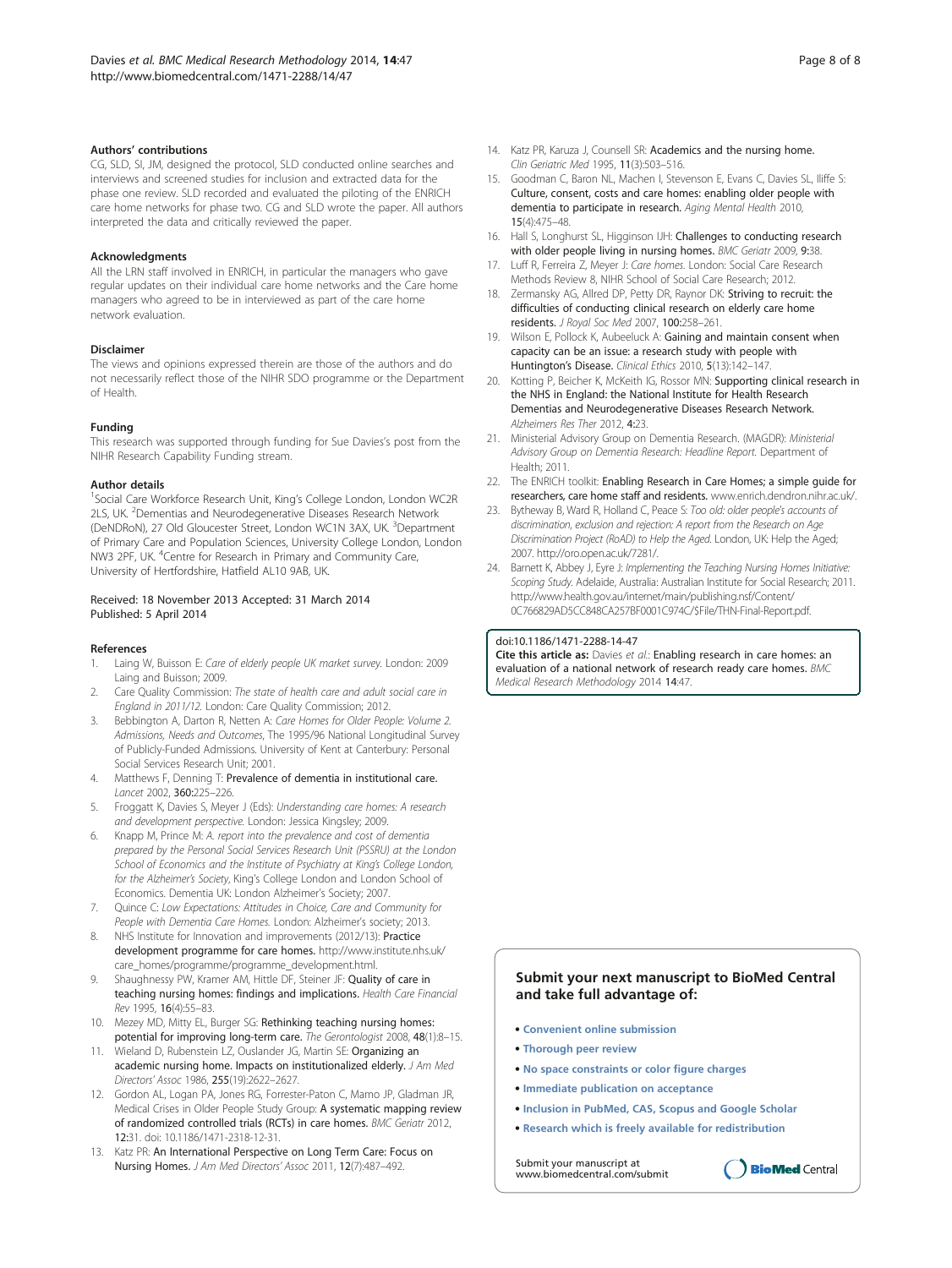### Authors' contributions

CG, SLD, SI, JM, designed the protocol, SLD conducted online searches and interviews and screened studies for inclusion and extracted data for the phase one review. SLD recorded and evaluated the piloting of the ENRICH care home networks for phase two. CG and SLD wrote the paper. All authors interpreted the data and critically reviewed the paper.

### Acknowledgments

All the LRN staff involved in ENRICH, in particular the managers who gave regular updates on their individual care home networks and the Care home managers who agreed to be in interviewed as part of the care home network evaluation.

### Disclaimer

The views and opinions expressed therein are those of the authors and do not necessarily reflect those of the NIHR SDO programme or the Department of Health.

### Funding

This research was supported through funding for Sue Davies's post from the NIHR Research Capability Funding stream.

### Author details

[1]Social Care Workforce Research Unit, King's College London, London WC2R 2LS, UK. [2]Dementias and Neurodegenerative Diseases Research Network (DeNDRoN), 27 Old Gloucester Street, London WC1N 3AX, UK. [3]Department of Primary Care and Population Sciences, University College London, London NW3 2PF, UK. [4]Centre for Research in Primary and Community Care, University of Hertfordshire, Hatfield AL10 9AB, UK.

Received: 18 November 2013 Accepted: 31 March 2014
Published: 5 April 2014

### References

1. Laing W, Buisson E: *Care of elderly people UK market survey.* London: 2009 Laing and Buisson; 2009.
2. Care Quality Commission: *The state of health care and adult social care in England in 2011/12.* London: Care Quality Commission; 2012.
3. Bebbington A, Darton R, Netten A: *Care Homes for Older People: Volume 2. Admissions, Needs and Outcomes*, The 1995/96 National Longitudinal Survey of Publicly-Funded Admissions. University of Kent at Canterbury: Personal Social Services Research Unit; 2001.
4. Matthews F, Denning T: **Prevalence of dementia in institutional care.** *Lancet* 2002, **360**:225–226.
5. Froggatt K, Davies S, Meyer J (Eds): *Understanding care homes: A research and development perspective.* London: Jessica Kingsley; 2009.
6. Knapp M, Prince M: *A. report into the prevalence and cost of dementia prepared by the Personal Social Services Research Unit (PSSRU) at the London School of Economics and the Institute of Psychiatry at King's College London, for the Alzheimer's Society*, King's College London and London School of Economics. Dementia UK: London Alzheimer's Society; 2007.
7. Quince C: *Low Expectations: Attitudes in Choice, Care and Community for People with Dementia Care Homes.* London: Alzheimer's society; 2013.
8. NHS Institute for Innovation and improvements (2012/13): **Practice development programme for care homes.** http://www.institute.nhs.uk/care_homes/programme/programme_development.html.
9. Shaughnessy PW, Kramer AM, Hittle DF, Steiner JF: **Quality of care in teaching nursing homes: findings and implications.** *Health Care Financial Rev* 1995, **16**(4):55–83.
10. Mezey MD, Mitty EL, Burger SG: **Rethinking teaching nursing homes: potential for improving long-term care.** *The Gerontologist* 2008, **48**(1):8–15.
11. Wieland D, Rubenstein LZ, Ouslander JG, Martin SE: **Organizing an academic nursing home. Impacts on institutionalized elderly.** *J Am Med Directors' Assoc* 1986, **255**(19):2622–2627.
12. Gordon AL, Logan PA, Jones RG, Forrester-Paton C, Mamo JP, Gladman JR, Medical Crises in Older People Study Group: **A systematic mapping review of randomized controlled trials (RCTs) in care homes.** *BMC Geriatr* 2012, **12**:31. doi: 10.1186/1471-2318-12-31.
13. Katz PR: **An International Perspective on Long Term Care: Focus on Nursing Homes.** *J Am Med Directors' Assoc* 2011, **12**(7):487–492.
14. Katz PR, Karuza J, Counsell SR: **Academics and the nursing home.** *Clin Geriatric Med* 1995, **11**(3):503–516.
15. Goodman C, Baron NL, Machen I, Stevenson E, Evans C, Davies SL, Iliffe S: **Culture, consent, costs and care homes: enabling older people with dementia to participate in research.** *Aging Mental Health* 2010, **15**(4):475–48.
16. Hall S, Longhurst SL, Higginson IJH: **Challenges to conducting research with older people living in nursing homes.** *BMC Geriatr* 2009, **9**:38.
17. Luff R, Ferreira Z, Meyer J: *Care homes.* London: Social Care Research Methods Review 8, NIHR School of Social Care Research; 2012.
18. Zermansky AG, Allred DP, Petty DR, Raynor DK: **Striving to recruit: the difficulties of conducting clinical research on elderly care home residents.** *J Royal Soc Med* 2007, **100**:258–261.
19. Wilson E, Pollock K, Aubeeluck A: **Gaining and maintain consent when capacity can be an issue: a research study with people with Huntington's Disease.** *Clinical Ethics* 2010, **5**(13):142–147.
20. Kotting P, Beicher K, McKeith IG, Rossor MN: **Supporting clinical research in the NHS in England: the National Institute for Health Research Dementias and Neurodegenerative Diseases Research Network.** *Alzheimers Res Ther* 2012, **4**:23.
21. Ministerial Advisory Group on Dementia Research. (MAGDR): *Ministerial Advisory Group on Dementia Research: Headline Report.* Department of Health; 2011.
22. The ENRICH toolkit: **Enabling Research in Care Homes; a simple guide for researchers, care home staff and residents.** www.enrich.dendron.nihr.ac.uk/.
23. Bytheway B, Ward R, Holland C, Peace S: *Too old: older people's accounts of discrimination, exclusion and rejection: A report from the Research on Age Discrimination Project (RoAD) to Help the Aged.* London, UK: Help the Aged; 2007. http://oro.open.ac.uk/7281/.
24. Barnett K, Abbey J, Eyre J: *Implementing the Teaching Nursing Homes Initiative: Scoping Study.* Adelaide, Australia: Australian Institute for Social Research; 2011. http://www.health.gov.au/internet/main/publishing.nsf/Content/0C766829AD5CC848CA257BF0001C974C/$File/THN-Final-Report.pdf.

doi:10.1186/1471-2288-14-47
**Cite this article as:** Davies *et al.*: Enabling research in care homes: an evaluation of a national network of research ready care homes. *BMC Medical Research Methodology* 2014 14:47.

**Submit your next manuscript to BioMed Central and take full advantage of:**

- Convenient online submission
- Thorough peer review
- No space constraints or color figure charges
- Immediate publication on acceptance
- Inclusion in PubMed, CAS, Scopus and Google Scholar
- Research which is freely available for redistribution

Submit your manuscript at
www.biomedcentral.com/submit

BioMed Central